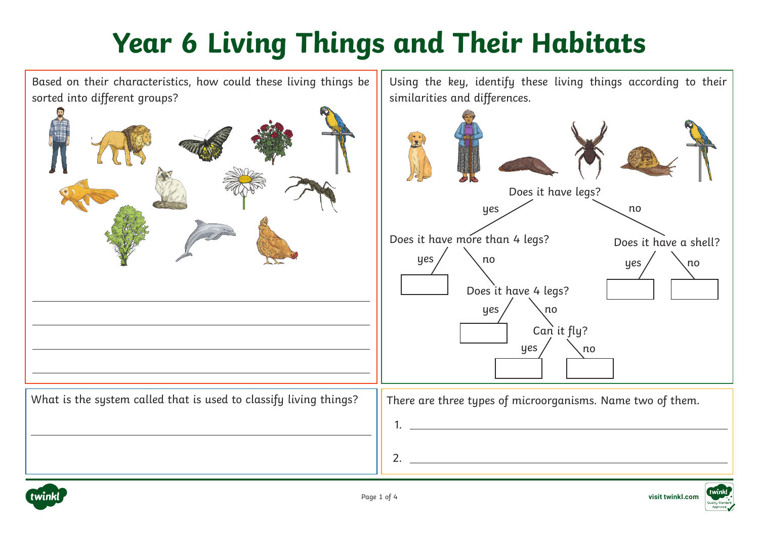# Year 6 Living Things and Their Habitats

Based on their characteristics, how could these living things be sorted into different groups?

_______________________________________________

_______________________________________________

_______________________________________________

_______________________________________________

Using the key, identify these living things according to their similarities and differences.

Does it have legs?
- yes → Does it have more than 4 legs?
  - yes → [ ]
  - no → Does it have 4 legs?
    - yes → [ ]
    - no → Can it fly?
      - yes → [ ]
      - no → [ ]
- no → Does it have a shell?
  - yes → [ ]
  - no → [ ]

What is the system called that is used to classify living things?

_______________________________________________

There are three types of microorganisms. Name two of them.

1. _______________________________________________

2. _______________________________________________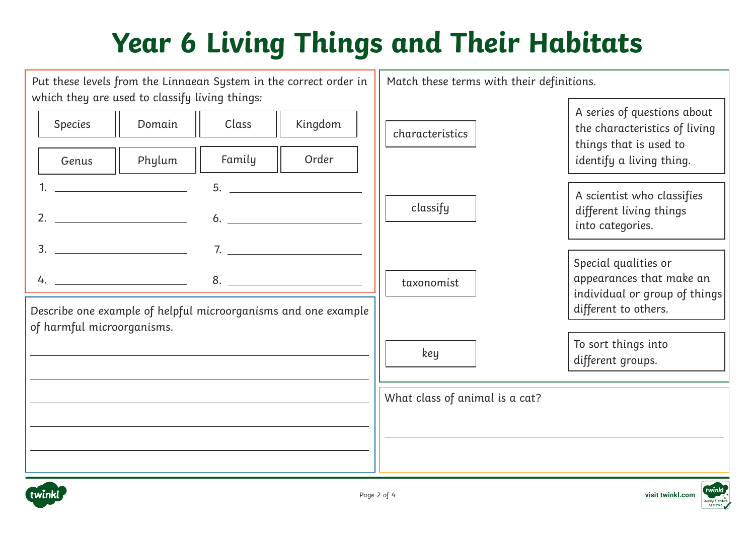# Year 6 Living Things and Their Habitats

Put these levels from the Linnaean System in the correct order in which they are used to classify living things:

| Species | Domain | Class | Kingdom |
|---|---|---|---|
| Genus | Phylum | Family | Order |

1. ____________________
2. ____________________
3. ____________________
4. ____________________
5. ____________________
6. ____________________
7. ____________________
8. ____________________

Describe one example of helpful microorganisms and one example of harmful microorganisms.

______________________________________________

______________________________________________

______________________________________________

______________________________________________

______________________________________________

Match these terms with their definitions.

| Terms | Definitions |
|---|---|
| characteristics | A series of questions about the characteristics of living things that is used to identify a living thing. |
| classify | A scientist who classifies different living things into categories. |
| taxonomist | Special qualities or appearances that make an individual or group of things different to others. |
| key | To sort things into different groups. |

What class of animal is a cat?

______________________________________________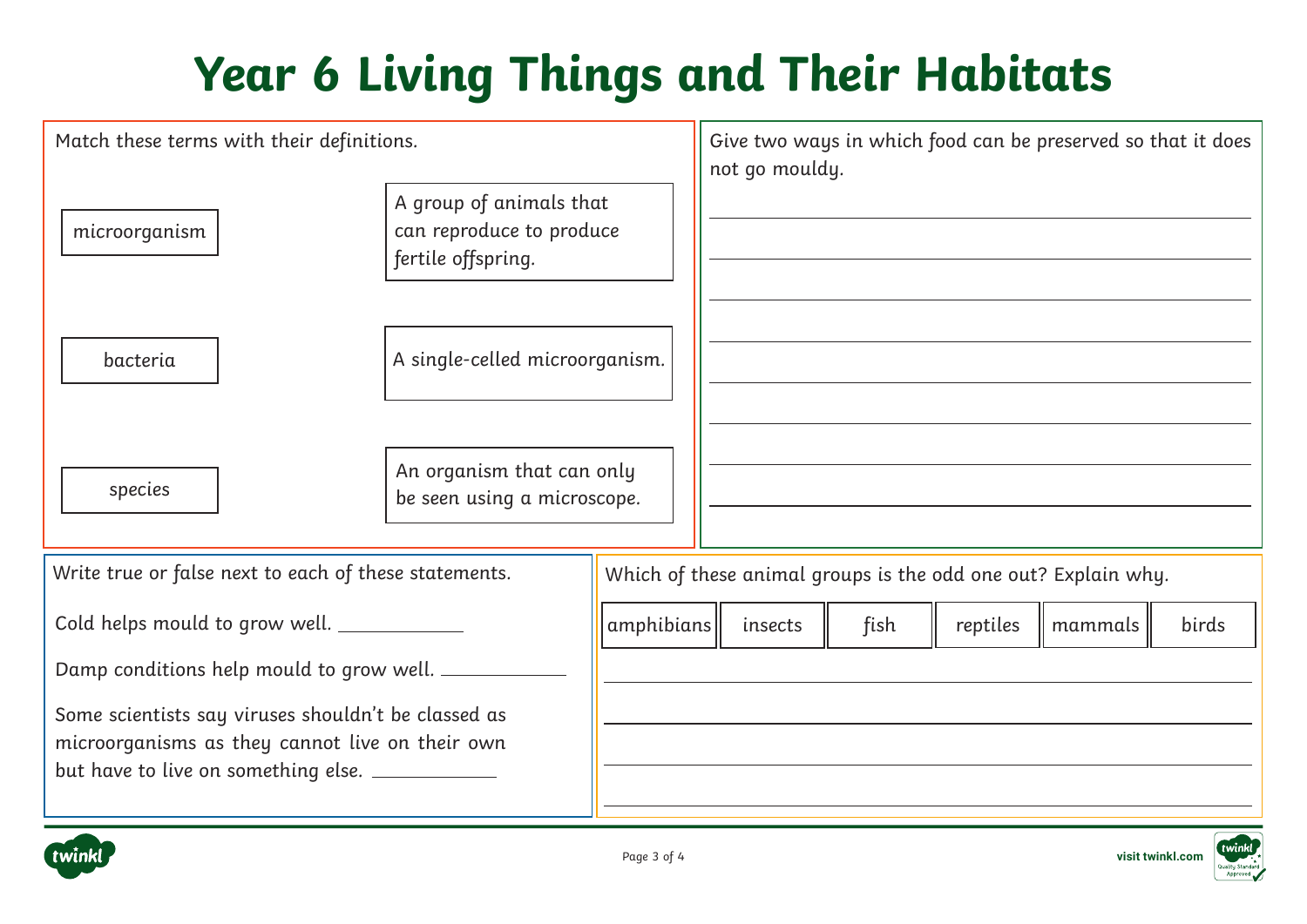# Year 6 Living Things and Their Habitats

Match these terms with their definitions.

| Term | Definition |
| --- | --- |
| microorganism | A group of animals that can reproduce to produce fertile offspring. |
| bacteria | A single-celled microorganism. |
| species | An organism that can only be seen using a microscope. |

Give two ways in which food can be preserved so that it does not go mouldy.

_______________________________________________

_______________________________________________

_______________________________________________

_______________________________________________

_______________________________________________

_______________________________________________

_______________________________________________

_______________________________________________

Write true or false next to each of these statements.

Cold helps mould to grow well. ____________

Damp conditions help mould to grow well. ____________

Some scientists say viruses shouldn't be classed as microorganisms as they cannot live on their own but have to live on something else. ____________

Which of these animal groups is the odd one out? Explain why.

| amphibians | insects | fish | reptiles | mammals | birds |
| --- | --- | --- | --- | --- | --- |

_______________________________________________

_______________________________________________

_______________________________________________

_______________________________________________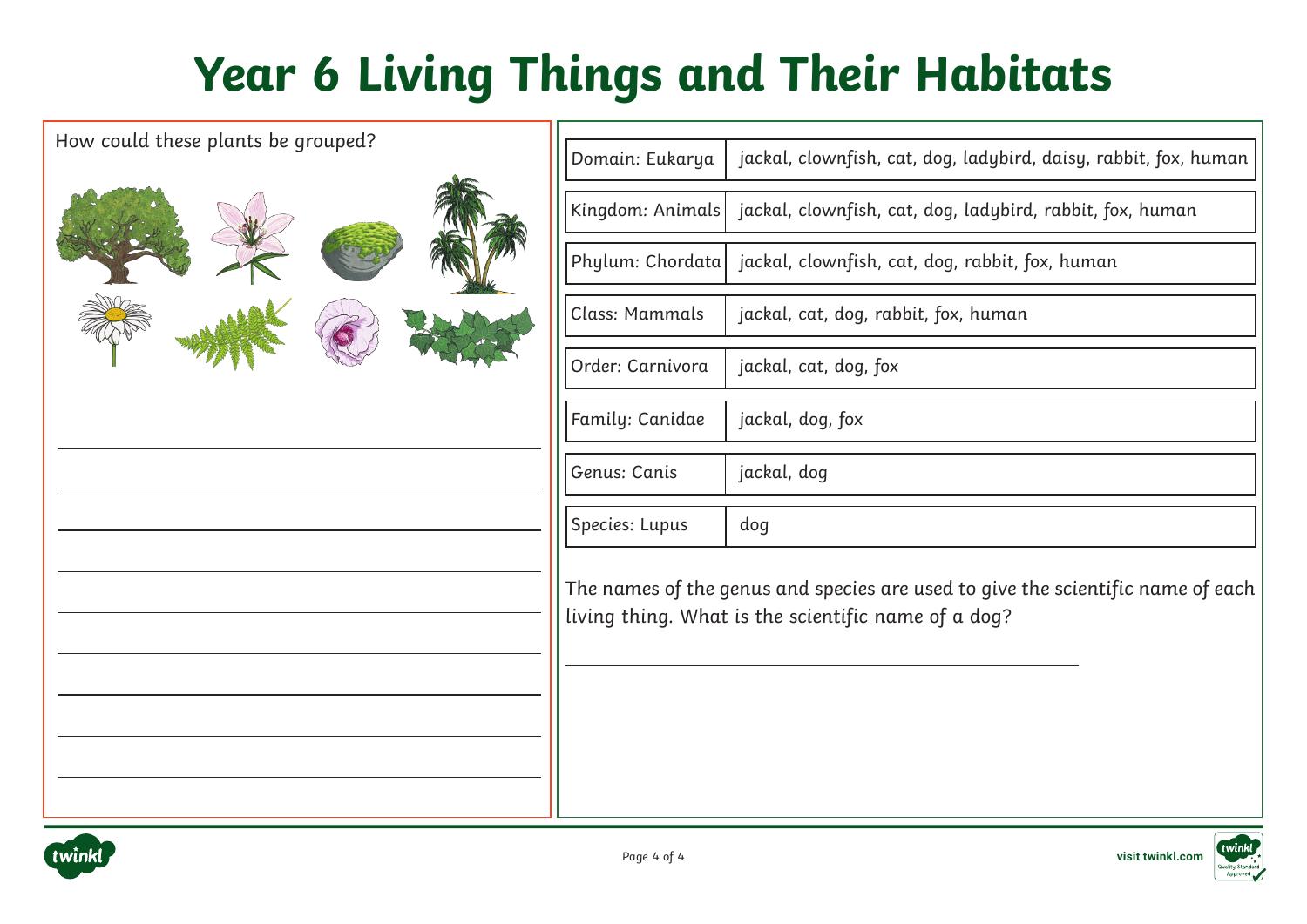# Year 6 Living Things and Their Habitats

How could these plants be grouped?

| Domain: Eukarya | jackal, clownfish, cat, dog, ladybird, daisy, rabbit, fox, human |
| --- | --- |
| Kingdom: Animals | jackal, clownfish, cat, dog, ladybird, rabbit, fox, human |
| Phylum: Chordata | jackal, clownfish, cat, dog, rabbit, fox, human |
| Class: Mammals | jackal, cat, dog, rabbit, fox, human |
| Order: Carnivora | jackal, cat, dog, fox |
| Family: Canidae | jackal, dog, fox |
| Genus: Canis | jackal, dog |
| Species: Lupus | dog |

The names of the genus and species are used to give the scientific name of each living thing. What is the scientific name of a dog?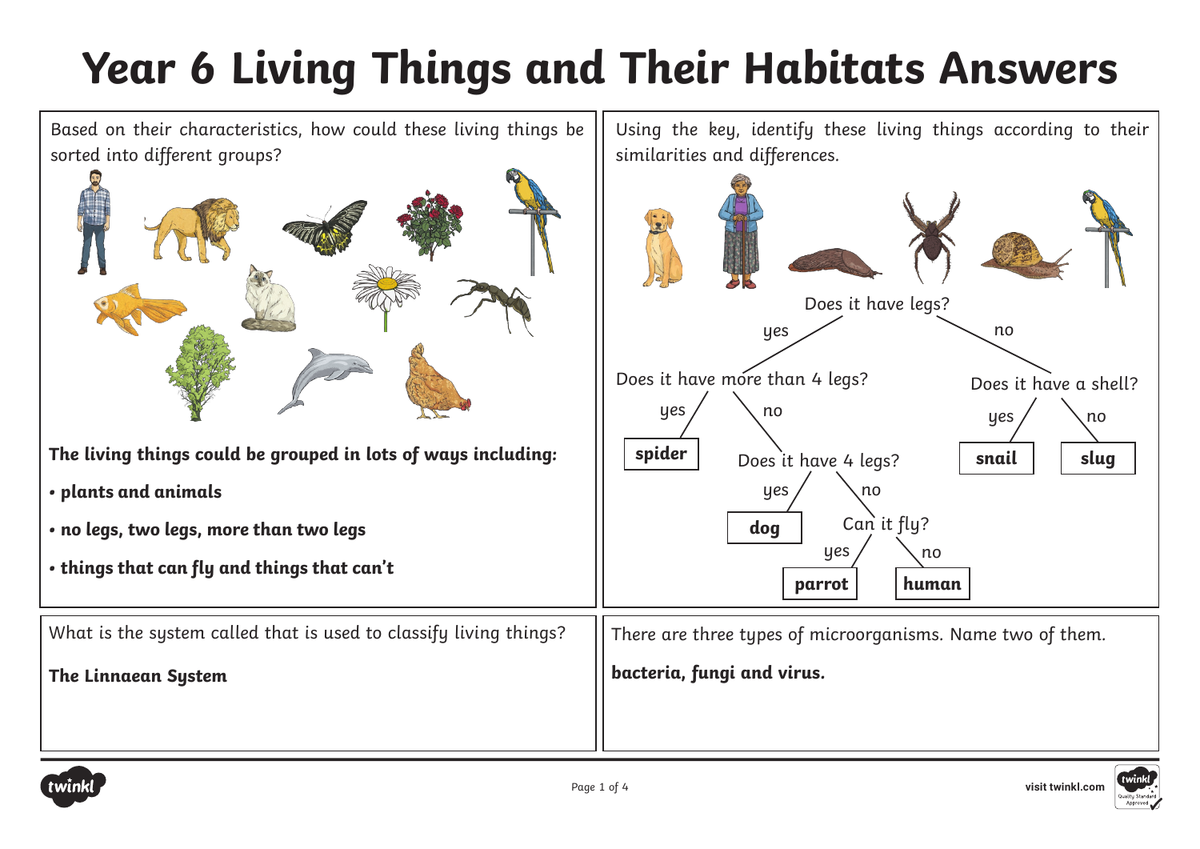# Year 6 Living Things and Their Habitats Answers

Based on their characteristics, how could these living things be sorted into different groups?

**The living things could be grouped in lots of ways including:**

- **plants and animals**
- **no legs, two legs, more than two legs**
- **things that can fly and things that can't**

Using the key, identify these living things according to their similarities and differences.

- Does it have legs?
  - yes → Does it have more than 4 legs?
    - yes → **spider**
    - no → Does it have 4 legs?
      - yes → **dog**
      - no → Can it fly?
        - yes → **parrot**
        - no → **human**
  - no → Does it have a shell?
    - yes → **snail**
    - no → **slug**

What is the system called that is used to classify living things?

**The Linnaean System**

There are three types of microorganisms. Name two of them.

**bacteria, fungi and virus.**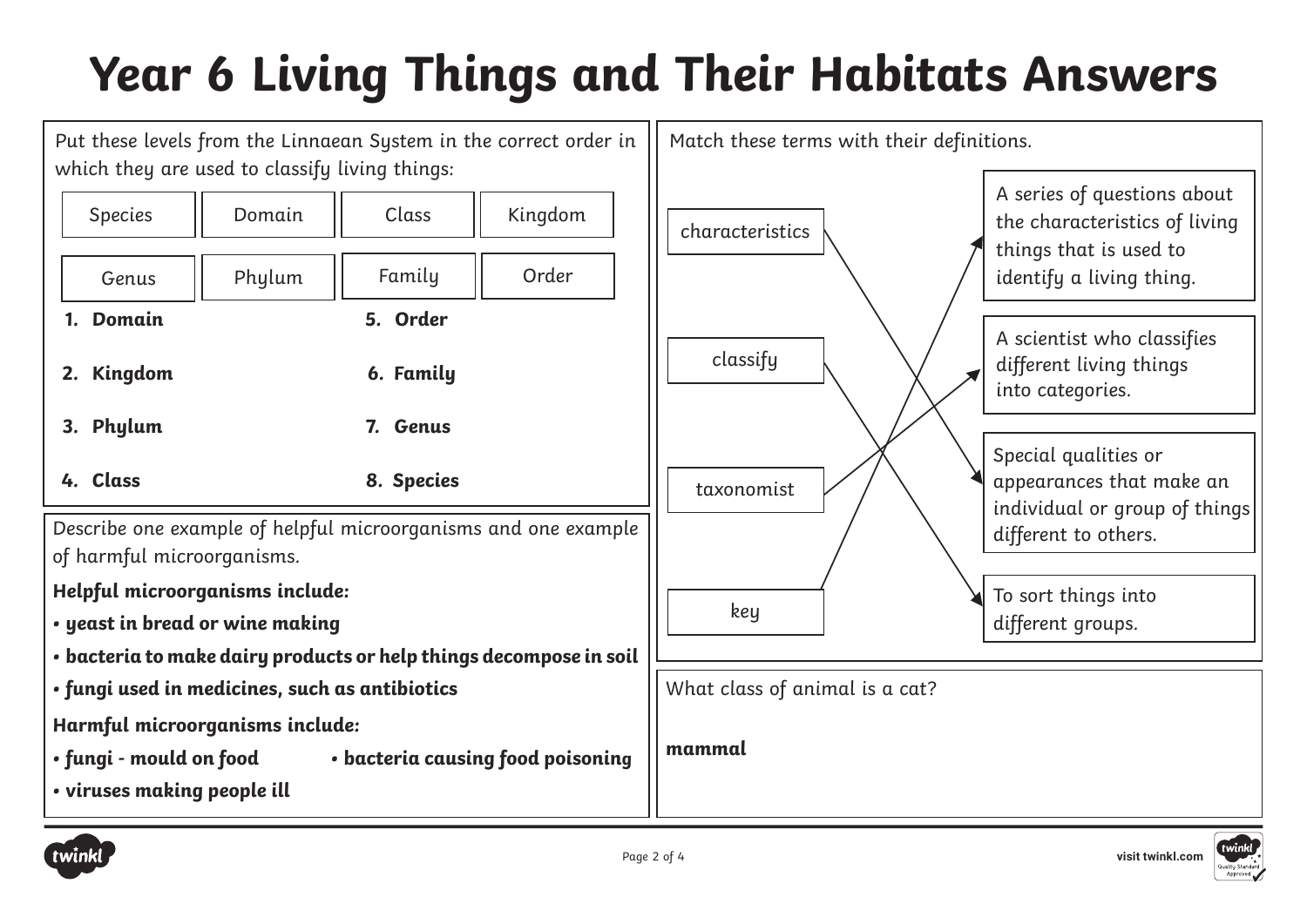# Year 6 Living Things and Their Habitats Answers

Put these levels from the Linnaean System in the correct order in which they are used to classify living things:

| Species | Domain | Class | Kingdom |
|---|---|---|---|
| Genus | Phylum | Family | Order |

1. **Domain**
2. **Kingdom**
3. **Phylum**
4. **Class**
5. **Order**
6. **Family**
7. **Genus**
8. **Species**

Describe one example of helpful microorganisms and one example of harmful microorganisms.

***Helpful microorganisms include:***

- ***yeast in bread or wine making***
- ***bacteria to make dairy products or help things decompose in soil***
- ***fungi used in medicines, such as antibiotics***

***Harmful microorganisms include:***

- ***fungi - mould on food***
- ***bacteria causing food poisoning***
- ***viruses making people ill***

Match these terms with their definitions.

| Term | Definition |
|---|---|
| characteristics | Special qualities or appearances that make an individual or group of things different to others. |
| classify | To sort things into different groups. |
| taxonomist | A scientist who classifies different living things into categories. |
| key | A series of questions about the characteristics of living things that is used to identify a living thing. |

What class of animal is a cat?

***mammal***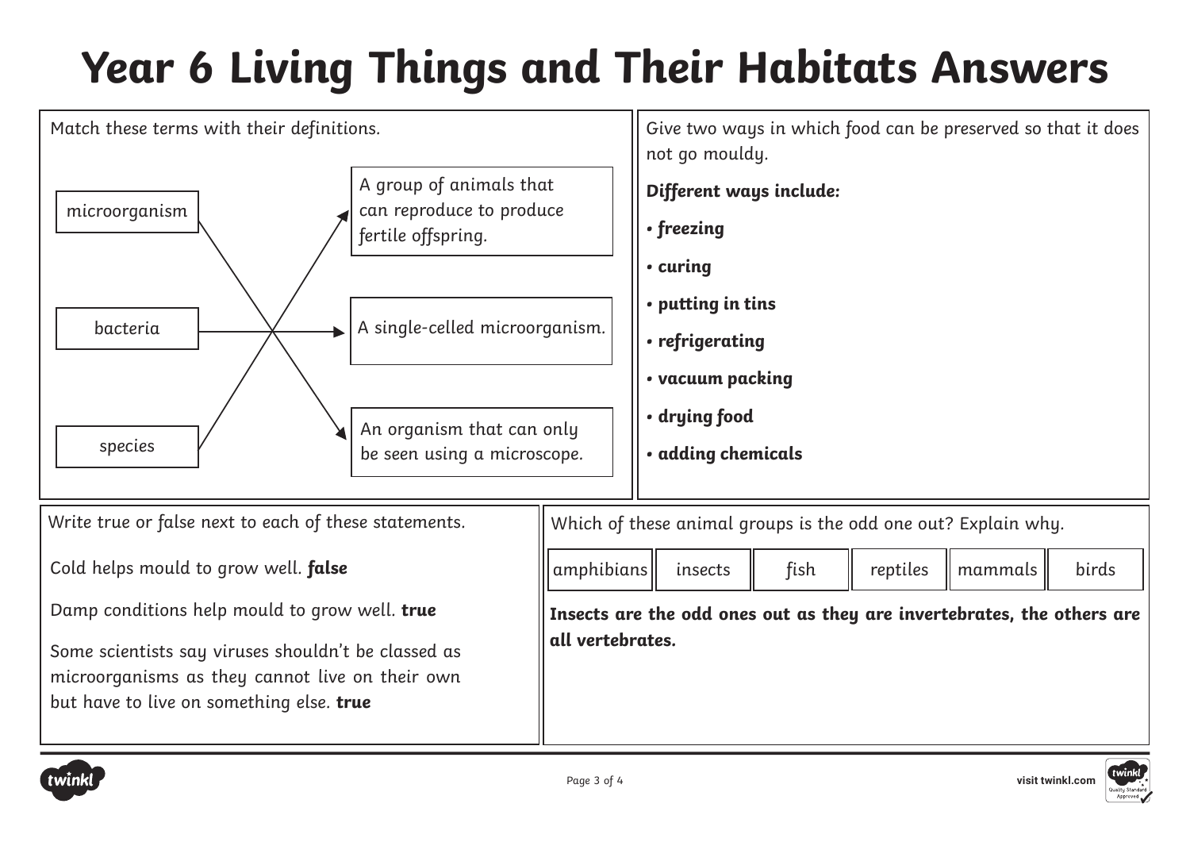# Year 6 Living Things and Their Habitats Answers

Match these terms with their definitions.

| Term | Definition |
|---|---|
| microorganism | An organism that can only be seen using a microscope. |
| bacteria | A single-celled microorganism. |
| species | A group of animals that can reproduce to produce fertile offspring. |

Give two ways in which food can be preserved so that it does not go mouldy.

***Different ways include:***

- ***freezing***
- ***curing***
- ***putting in tins***
- ***refrigerating***
- ***vacuum packing***
- ***drying food***
- ***adding chemicals***

Write true or false next to each of these statements.

Cold helps mould to grow well. ***false***

Damp conditions help mould to grow well. **true**

Some scientists say viruses shouldn't be classed as microorganisms as they cannot live on their own but have to live on something else. **true**

Which of these animal groups is the odd one out? Explain why.

| amphibians | insects | fish | reptiles | mammals | birds |
|---|---|---|---|---|---|

**Insects are the odd ones out as they are invertebrates, the others are all vertebrates.**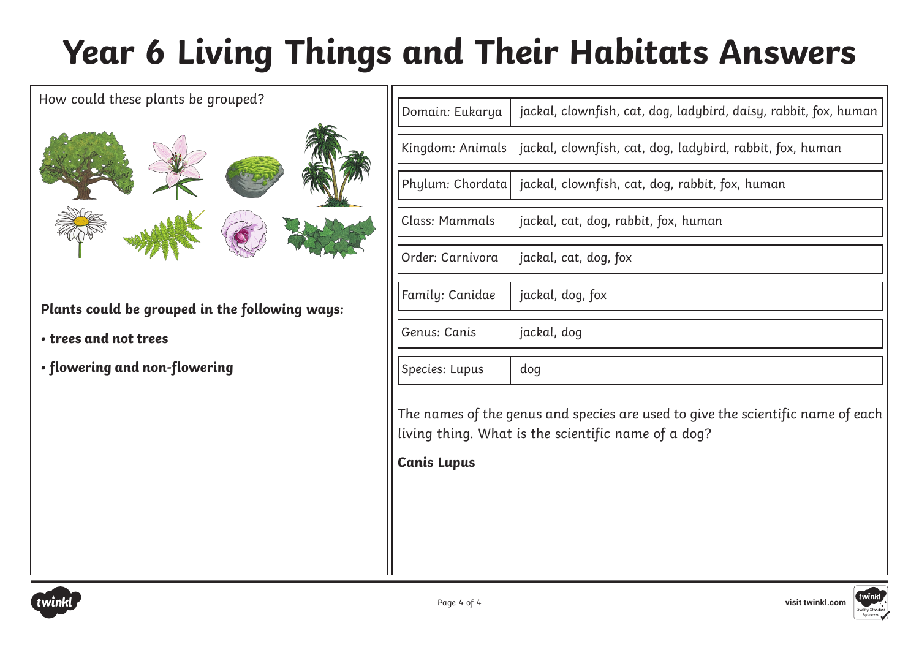# Year 6 Living Things and Their Habitats Answers

How could these plants be grouped?

**Plants could be grouped in the following ways:**

- **trees and not trees**
- **flowering and non-flowering**

| | |
|---|---|
| Domain: Eukarya | jackal, clownfish, cat, dog, ladybird, daisy, rabbit, fox, human |
| Kingdom: Animals | jackal, clownfish, cat, dog, ladybird, rabbit, fox, human |
| Phylum: Chordata | jackal, clownfish, cat, dog, rabbit, fox, human |
| Class: Mammals | jackal, cat, dog, rabbit, fox, human |
| Order: Carnivora | jackal, cat, dog, fox |
| Family: Canidae | jackal, dog, fox |
| Genus: Canis | jackal, dog |
| Species: Lupus | dog |

The names of the genus and species are used to give the scientific name of each living thing. What is the scientific name of a dog?

**Canis Lupus**